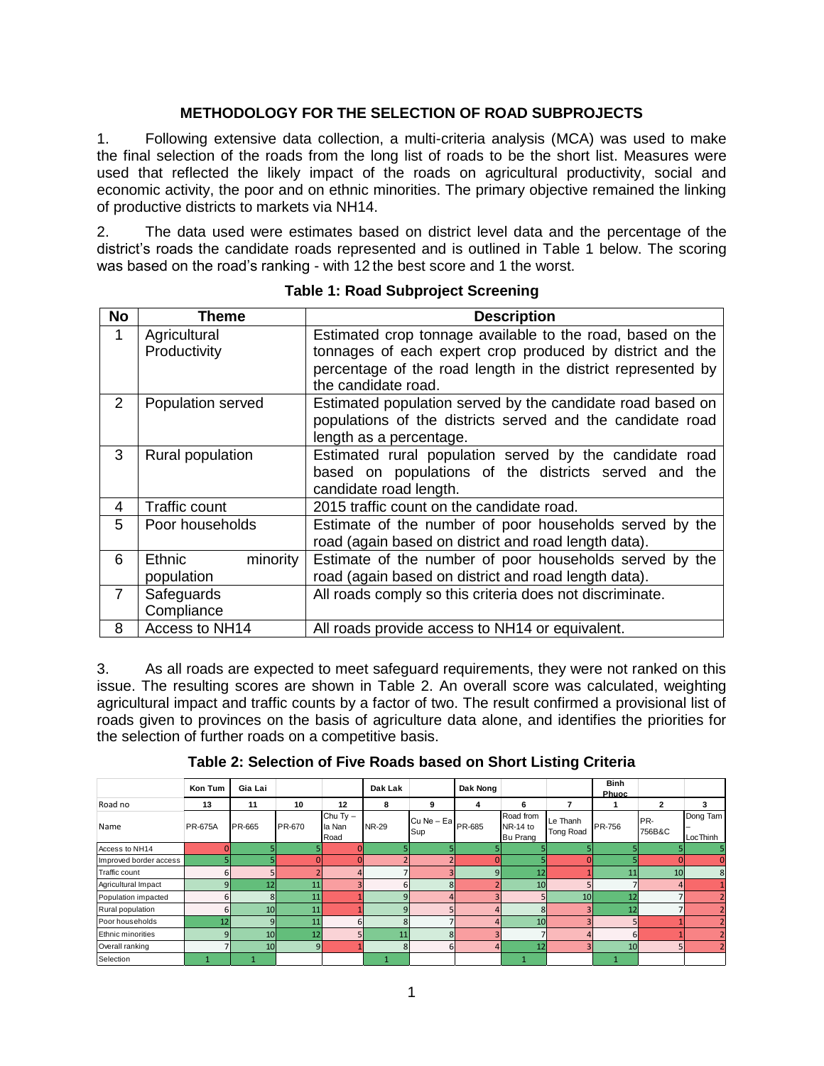# METHODOLOGY FOR THE SELECTION OF ROAD SUBPROJECTS

1. Following extensive data collection, a multi-criteria analysis (MCA) was used to make the final selection of the roads from the long list of roads to be the short list. Measures were used that reflected the likely impact of the roads on agricultural productivity, social and economic activity, the poor and on ethnic minorities. The primary objective remained the linking of productive districts to markets via NH14.

2. The data used were estimates based on district level data and the percentage of the district's roads the candidate roads represented and is outlined in Table 1 below. The scoring was based on the road's ranking - with 12 the best score and 1 the worst.

**Table 1: Road Subproject Screening**

| No | Theme | Description |
|---|---|---|
| 1 | Agricultural Productivity | Estimated crop tonnage available to the road, based on the tonnages of each expert crop produced by district and the percentage of the road length in the district represented by the candidate road. |
| 2 | Population served | Estimated population served by the candidate road based on populations of the districts served and the candidate road length as a percentage. |
| 3 | Rural population | Estimated rural population served by the candidate road based on populations of the districts served and the candidate road length. |
| 4 | Traffic count | 2015 traffic count on the candidate road. |
| 5 | Poor households | Estimate of the number of poor households served by the road (again based on district and road length data). |
| 6 | Ethnic minority population | Estimate of the number of poor households served by the road (again based on district and road length data). |
| 7 | Safeguards Compliance | All roads comply so this criteria does not discriminate. |
| 8 | Access to NH14 | All roads provide access to NH14 or equivalent. |

3. As all roads are expected to meet safeguard requirements, they were not ranked on this issue. The resulting scores are shown in Table 2. An overall score was calculated, weighting agricultural impact and traffic counts by a factor of two. The result confirmed a provisional list of roads given to provinces on the basis of agriculture data alone, and identifies the priorities for the selection of further roads on a competitive basis.

**Table 2: Selection of Five Roads based on Short Listing Criteria**

| | Kon Tum | Gia Lai | | | Dak Lak | | Dak Nong | | | Binh Phuoc | | |
|---|---|---|---|---|---|---|---|---|---|---|---|---|
| Road no | 13 | 11 | 10 | 12 | 8 | 9 | 4 | 6 | 7 | 1 | 2 | 3 |
| Name | PR-675A | PR-665 | PR-670 | Chu Ty – Ia Nan Road | NR-29 | Cu Ne – Ea Sup | PR-685 | Road from NR-14 to Bu Prang | Le Thanh Tong Road | PR-756 | PR-756B&C | Dong Tam – LocThinh |
| Access to NH14 | 0 | 5 | 5 | 0 | 5 | 5 | 5 | 5 | 5 | 5 | 5 | 5 |
| Improved border access | 5 | 5 | 0 | 0 | 2 | 2 | 0 | 5 | 0 | 5 | 0 | 0 |
| Traffic count | 6 | 5 | 2 | 4 | 7 | 3 | 9 | 12 | 1 | 11 | 10 | 8 |
| Agricultural Impact | 9 | 12 | 11 | 3 | 6 | 8 | 2 | 10 | 5 | 7 | 4 | 1 |
| Population impacted | 6 | 8 | 11 | 1 | 9 | 4 | 3 | 5 | 10 | 12 | 7 | 2 |
| Rural population | 6 | 10 | 11 | 1 | 9 | 5 | 4 | 8 | 3 | 12 | 7 | 2 |
| Poor households | 12 | 9 | 11 | 6 | 8 | 7 | 4 | 10 | 3 | 5 | 1 | 2 |
| Ethnic minorities | 9 | 10 | 12 | 5 | 11 | 8 | 3 | 7 | 4 | 6 | 1 | 2 |
| Overall ranking | 7 | 10 | 9 | 1 | 8 | 6 | 4 | 12 | 3 | 10 | 5 | 2 |
| Selection | 1 | 1 | | | 1 | | | 1 | | 1 | | |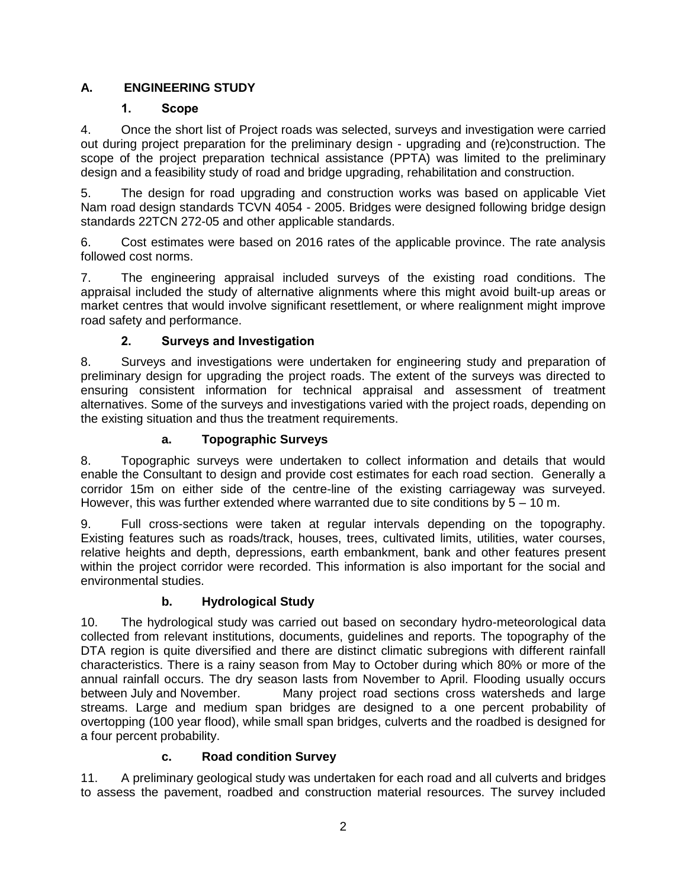## A. ENGINEERING STUDY

### 1. Scope

4. Once the short list of Project roads was selected, surveys and investigation were carried out during project preparation for the preliminary design - upgrading and (re)construction. The scope of the project preparation technical assistance (PPTA) was limited to the preliminary design and a feasibility study of road and bridge upgrading, rehabilitation and construction.

5. The design for road upgrading and construction works was based on applicable Viet Nam road design standards TCVN 4054 - 2005. Bridges were designed following bridge design standards 22TCN 272-05 and other applicable standards.

6. Cost estimates were based on 2016 rates of the applicable province. The rate analysis followed cost norms.

7. The engineering appraisal included surveys of the existing road conditions. The appraisal included the study of alternative alignments where this might avoid built-up areas or market centres that would involve significant resettlement, or where realignment might improve road safety and performance.

### 2. Surveys and Investigation

8. Surveys and investigations were undertaken for engineering study and preparation of preliminary design for upgrading the project roads. The extent of the surveys was directed to ensuring consistent information for technical appraisal and assessment of treatment alternatives. Some of the surveys and investigations varied with the project roads, depending on the existing situation and thus the treatment requirements.

#### a. Topographic Surveys

8. Topographic surveys were undertaken to collect information and details that would enable the Consultant to design and provide cost estimates for each road section. Generally a corridor 15m on either side of the centre-line of the existing carriageway was surveyed. However, this was further extended where warranted due to site conditions by 5 – 10 m.

9. Full cross-sections were taken at regular intervals depending on the topography. Existing features such as roads/track, houses, trees, cultivated limits, utilities, water courses, relative heights and depth, depressions, earth embankment, bank and other features present within the project corridor were recorded. This information is also important for the social and environmental studies.

#### b. Hydrological Study

10. The hydrological study was carried out based on secondary hydro-meteorological data collected from relevant institutions, documents, guidelines and reports. The topography of the DTA region is quite diversified and there are distinct climatic subregions with different rainfall characteristics. There is a rainy season from May to October during which 80% or more of the annual rainfall occurs. The dry season lasts from November to April. Flooding usually occurs between July and November. Many project road sections cross watersheds and large streams. Large and medium span bridges are designed to a one percent probability of overtopping (100 year flood), while small span bridges, culverts and the roadbed is designed for a four percent probability.

#### c. Road condition Survey

11. A preliminary geological study was undertaken for each road and all culverts and bridges to assess the pavement, roadbed and construction material resources. The survey included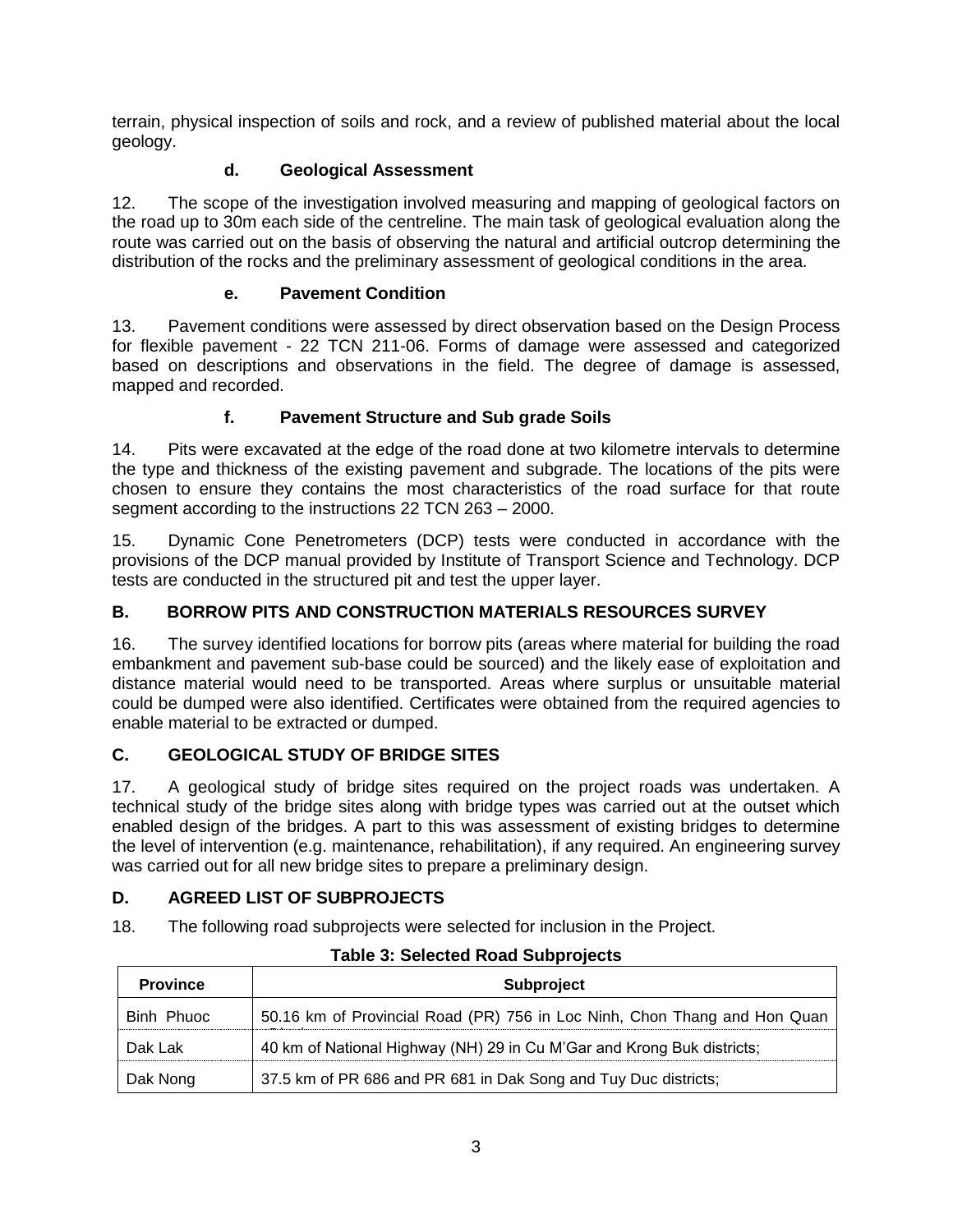terrain, physical inspection of soils and rock, and a review of published material about the local geology.

#### d. Geological Assessment

12. The scope of the investigation involved measuring and mapping of geological factors on the road up to 30m each side of the centreline. The main task of geological evaluation along the route was carried out on the basis of observing the natural and artificial outcrop determining the distribution of the rocks and the preliminary assessment of geological conditions in the area.

#### e. Pavement Condition

13. Pavement conditions were assessed by direct observation based on the Design Process for flexible pavement - 22 TCN 211-06. Forms of damage were assessed and categorized based on descriptions and observations in the field. The degree of damage is assessed, mapped and recorded.

#### f. Pavement Structure and Sub grade Soils

14. Pits were excavated at the edge of the road done at two kilometre intervals to determine the type and thickness of the existing pavement and subgrade. The locations of the pits were chosen to ensure they contains the most characteristics of the road surface for that route segment according to the instructions 22 TCN 263 – 2000.

15. Dynamic Cone Penetrometers (DCP) tests were conducted in accordance with the provisions of the DCP manual provided by Institute of Transport Science and Technology. DCP tests are conducted in the structured pit and test the upper layer.

### B. BORROW PITS AND CONSTRUCTION MATERIALS RESOURCES SURVEY

16. The survey identified locations for borrow pits (areas where material for building the road embankment and pavement sub-base could be sourced) and the likely ease of exploitation and distance material would need to be transported. Areas where surplus or unsuitable material could be dumped were also identified. Certificates were obtained from the required agencies to enable material to be extracted or dumped.

### C. GEOLOGICAL STUDY OF BRIDGE SITES

17. A geological study of bridge sites required on the project roads was undertaken. A technical study of the bridge sites along with bridge types was carried out at the outset which enabled design of the bridges. A part to this was assessment of existing bridges to determine the level of intervention (e.g. maintenance, rehabilitation), if any required. An engineering survey was carried out for all new bridge sites to prepare a preliminary design.

### D. AGREED LIST OF SUBPROJECTS

18. The following road subprojects were selected for inclusion in the Project.

**Table 3: Selected Road Subprojects**

| Province | Subproject |
|---|---|
| Binh Phuoc | 50.16 km of Provincial Road (PR) 756 in Loc Ninh, Chon Thang and Hon Quan districts; |
| Dak Lak | 40 km of National Highway (NH) 29 in Cu M'Gar and Krong Buk districts; |
| Dak Nong | 37.5 km of PR 686 and PR 681 in Dak Song and Tuy Duc districts; |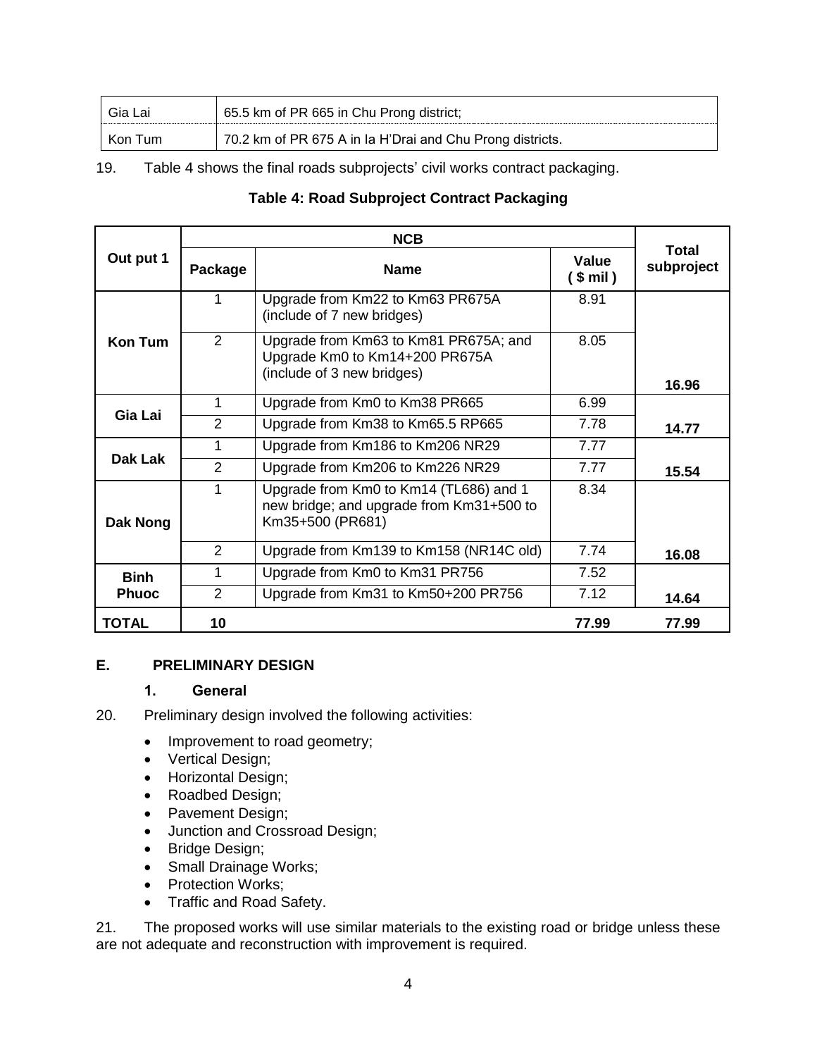| Gia Lai | 65.5 km of PR 665 in Chu Prong district; |
|---|---|
| Kon Tum | 70.2 km of PR 675 A in Ia H'Drai and Chu Prong districts. |

19. Table 4 shows the final roads subprojects' civil works contract packaging.

**Table 4: Road Subproject Contract Packaging**

| Out put 1 | NCB | | | Total subproject |
|---|---|---|---|---|
| | **Package** | **Name** | **Value ( $ mil )** | |
| **Kon Tum** | 1 | Upgrade from Km22 to Km63 PR675A (include of 7 new bridges) | 8.91 | |
| | 2 | Upgrade from Km63 to Km81 PR675A; and Upgrade Km0 to Km14+200 PR675A (include of 3 new bridges) | 8.05 | **16.96** |
| **Gia Lai** | 1 | Upgrade from Km0 to Km38 PR665 | 6.99 | |
| | 2 | Upgrade from Km38 to Km65.5 RP665 | 7.78 | **14.77** |
| **Dak Lak** | 1 | Upgrade from Km186 to Km206 NR29 | 7.77 | |
| | 2 | Upgrade from Km206 to Km226 NR29 | 7.77 | **15.54** |
| **Dak Nong** | 1 | Upgrade from Km0 to Km14 (TL686) and 1 new bridge; and upgrade from Km31+500 to Km35+500 (PR681) | 8.34 | |
| | 2 | Upgrade from Km139 to Km158 (NR14C old) | 7.74 | **16.08** |
| **Binh Phuoc** | 1 | Upgrade from Km0 to Km31 PR756 | 7.52 | |
| | 2 | Upgrade from Km31 to Km50+200 PR756 | 7.12 | **14.64** |
| **TOTAL** | **10** | | **77.99** | **77.99** |

## E. PRELIMINARY DESIGN

### 1. General

20. Preliminary design involved the following activities:

- Improvement to road geometry;
- Vertical Design;
- Horizontal Design;
- Roadbed Design;
- Pavement Design;
- Junction and Crossroad Design;
- Bridge Design;
- Small Drainage Works;
- Protection Works;
- Traffic and Road Safety.

21. The proposed works will use similar materials to the existing road or bridge unless these are not adequate and reconstruction with improvement is required.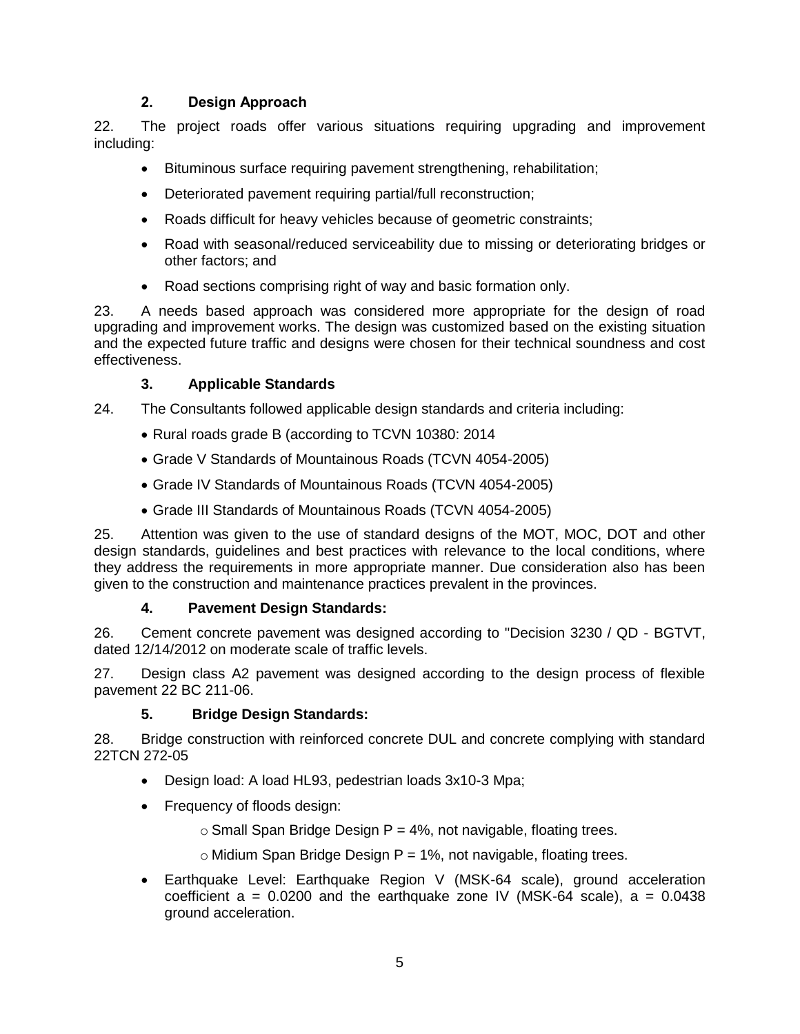### 2. Design Approach

22. The project roads offer various situations requiring upgrading and improvement including:

- Bituminous surface requiring pavement strengthening, rehabilitation;
- Deteriorated pavement requiring partial/full reconstruction;
- Roads difficult for heavy vehicles because of geometric constraints;
- Road with seasonal/reduced serviceability due to missing or deteriorating bridges or other factors; and
- Road sections comprising right of way and basic formation only.

23. A needs based approach was considered more appropriate for the design of road upgrading and improvement works. The design was customized based on the existing situation and the expected future traffic and designs were chosen for their technical soundness and cost effectiveness.

### 3. Applicable Standards

24. The Consultants followed applicable design standards and criteria including:

- Rural roads grade B (according to TCVN 10380: 2014
- Grade V Standards of Mountainous Roads (TCVN 4054-2005)
- Grade IV Standards of Mountainous Roads (TCVN 4054-2005)
- Grade III Standards of Mountainous Roads (TCVN 4054-2005)

25. Attention was given to the use of standard designs of the MOT, MOC, DOT and other design standards, guidelines and best practices with relevance to the local conditions, where they address the requirements in more appropriate manner. Due consideration also has been given to the construction and maintenance practices prevalent in the provinces.

### 4. Pavement Design Standards:

26. Cement concrete pavement was designed according to "Decision 3230 / QD - BGTVT, dated 12/14/2012 on moderate scale of traffic levels.

27. Design class A2 pavement was designed according to the design process of flexible pavement 22 BC 211-06.

### 5. Bridge Design Standards:

28. Bridge construction with reinforced concrete DUL and concrete complying with standard 22TCN 272-05

- Design load: A load HL93, pedestrian loads 3x10-3 Mpa;
- Frequency of floods design:
  - Small Span Bridge Design P = 4%, not navigable, floating trees.
  - Midium Span Bridge Design P = 1%, not navigable, floating trees.
- Earthquake Level: Earthquake Region V (MSK-64 scale), ground acceleration coefficient a = 0.0200 and the earthquake zone IV (MSK-64 scale), a = 0.0438 ground acceleration.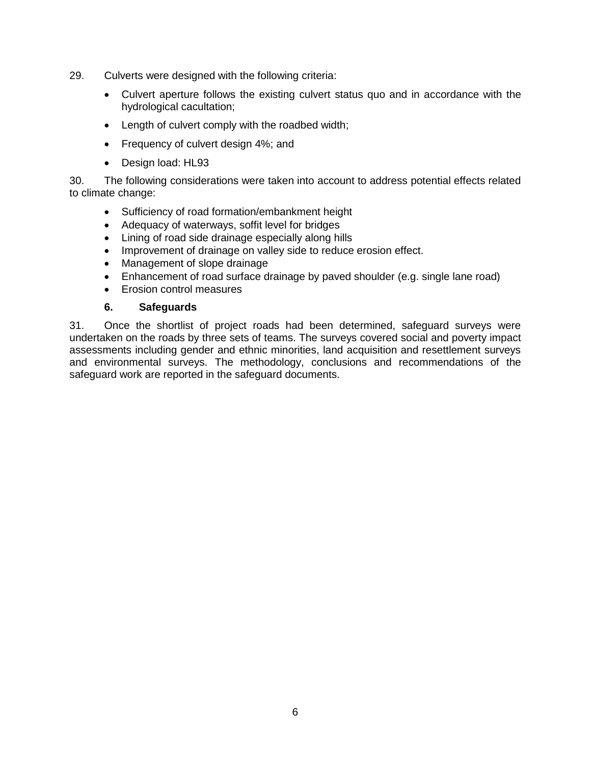29. Culverts were designed with the following criteria:

- Culvert aperture follows the existing culvert status quo and in accordance with the hydrological cacultation;
- Length of culvert comply with the roadbed width;
- Frequency of culvert design 4%; and
- Design load: HL93

30. The following considerations were taken into account to address potential effects related to climate change:

- Sufficiency of road formation/embankment height
- Adequacy of waterways, soffit level for bridges
- Lining of road side drainage especially along hills
- Improvement of drainage on valley side to reduce erosion effect.
- Management of slope drainage
- Enhancement of road surface drainage by paved shoulder (e.g. single lane road)
- Erosion control measures

### 6. Safeguards

31. Once the shortlist of project roads had been determined, safeguard surveys were undertaken on the roads by three sets of teams. The surveys covered social and poverty impact assessments including gender and ethnic minorities, land acquisition and resettlement surveys and environmental surveys. The methodology, conclusions and recommendations of the safeguard work are reported in the safeguard documents.